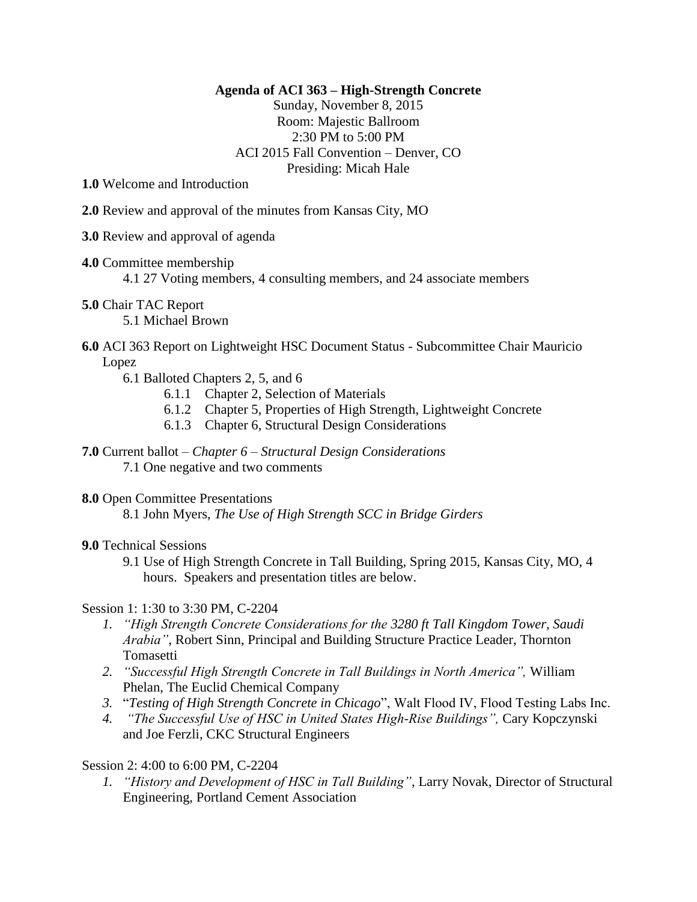**Agenda of ACI 363 – High-Strength Concrete**

Sunday, November 8, 2015
Room: Majestic Ballroom
2:30 PM to 5:00 PM
ACI 2015 Fall Convention – Denver, CO
Presiding: Micah Hale

**1.0** Welcome and Introduction

**2.0** Review and approval of the minutes from Kansas City, MO

**3.0** Review and approval of agenda

**4.0** Committee membership

- 4.1 27 Voting members, 4 consulting members, and 24 associate members

**5.0** Chair TAC Report

- 5.1 Michael Brown

**6.0** ACI 363 Report on Lightweight HSC Document Status - Subcommittee Chair Mauricio Lopez

- 6.1 Balloted Chapters 2, 5, and 6
  - 6.1.1 Chapter 2, Selection of Materials
  - 6.1.2 Chapter 5, Properties of High Strength, Lightweight Concrete
  - 6.1.3 Chapter 6, Structural Design Considerations

**7.0** Current ballot – *Chapter 6 – Structural Design Considerations*

- 7.1 One negative and two comments

**8.0** Open Committee Presentations

- 8.1 John Myers, *The Use of High Strength SCC in Bridge Girders*

**9.0** Technical Sessions

- 9.1 Use of High Strength Concrete in Tall Building, Spring 2015, Kansas City, MO, 4 hours. Speakers and presentation titles are below.

Session 1: 1:30 to 3:30 PM, C-2204

1. *"High Strength Concrete Considerations for the 3280 ft Tall Kingdom Tower, Saudi Arabia"*, Robert Sinn, Principal and Building Structure Practice Leader, Thornton Tomasetti
2. *"Successful High Strength Concrete in Tall Buildings in North America",* William Phelan, The Euclid Chemical Company
3. "*Testing of High Strength Concrete in Chicago*", Walt Flood IV, Flood Testing Labs Inc.
4. *"The Successful Use of HSC in United States High-Rise Buildings",* Cary Kopczynski and Joe Ferzli, CKC Structural Engineers

Session 2: 4:00 to 6:00 PM, C-2204

1. *"History and Development of HSC in Tall Building"*, Larry Novak, Director of Structural Engineering, Portland Cement Association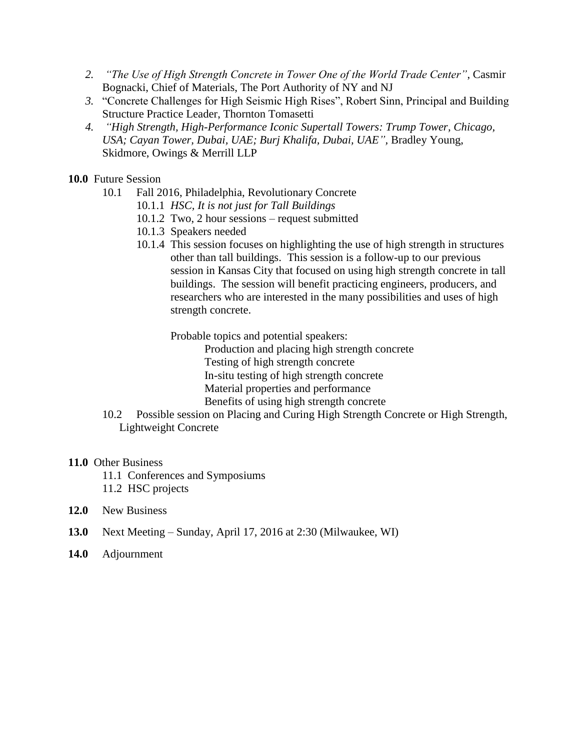2. *"The Use of High Strength Concrete in Tower One of the World Trade Center"*, Casmir Bognacki, Chief of Materials, The Port Authority of NY and NJ
3. "Concrete Challenges for High Seismic High Rises", Robert Sinn, Principal and Building Structure Practice Leader, Thornton Tomasetti
4. *"High Strength, High-Performance Iconic Supertall Towers: Trump Tower, Chicago, USA; Cayan Tower, Dubai, UAE; Burj Khalifa, Dubai, UAE"*, Bradley Young, Skidmore, Owings & Merrill LLP

**10.0** Future Session

- 10.1 Fall 2016, Philadelphia, Revolutionary Concrete
  - 10.1.1 *HSC, It is not just for Tall Buildings*
  - 10.1.2 Two, 2 hour sessions – request submitted
  - 10.1.3 Speakers needed
  - 10.1.4 This session focuses on highlighting the use of high strength in structures other than tall buildings. This session is a follow-up to our previous session in Kansas City that focused on using high strength concrete in tall buildings. The session will benefit practicing engineers, producers, and researchers who are interested in the many possibilities and uses of high strength concrete.

    Probable topics and potential speakers:

    - Production and placing high strength concrete
    - Testing of high strength concrete
    - In-situ testing of high strength concrete
    - Material properties and performance
    - Benefits of using high strength concrete
- 10.2 Possible session on Placing and Curing High Strength Concrete or High Strength, Lightweight Concrete

**11.0** Other Business

- 11.1 Conferences and Symposiums
- 11.2 HSC projects

**12.0** New Business

**13.0** Next Meeting – Sunday, April 17, 2016 at 2:30 (Milwaukee, WI)

**14.0** Adjournment